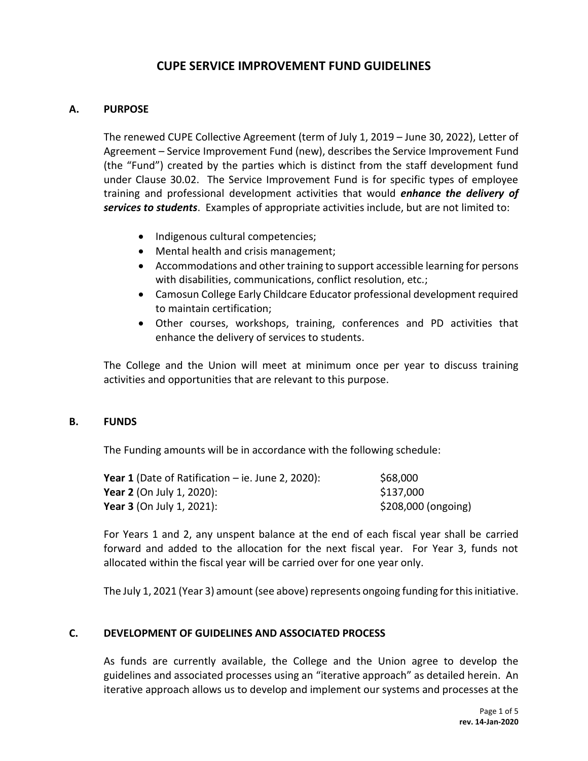# CUPE SERVICE IMPROVEMENT FUND GUIDELINES

## A. PURPOSE

The renewed CUPE Collective Agreement (term of July 1, 2019 – June 30, 2022), Letter of Agreement – Service Improvement Fund (new), describes the Service Improvement Fund (the "Fund") created by the parties which is distinct from the staff development fund under Clause 30.02. The Service Improvement Fund is for specific types of employee training and professional development activities that would ***enhance the delivery of services to students***. Examples of appropriate activities include, but are not limited to:

- Indigenous cultural competencies;
- Mental health and crisis management;
- Accommodations and other training to support accessible learning for persons with disabilities, communications, conflict resolution, etc.;
- Camosun College Early Childcare Educator professional development required to maintain certification;
- Other courses, workshops, training, conferences and PD activities that enhance the delivery of services to students.

The College and the Union will meet at minimum once per year to discuss training activities and opportunities that are relevant to this purpose.

## B. FUNDS

The Funding amounts will be in accordance with the following schedule:

| | |
|---|---|
| **Year 1** (Date of Ratification – ie. June 2, 2020): | $68,000 |
| **Year 2** (On July 1, 2020): | $137,000 |
| **Year 3** (On July 1, 2021): | $208,000 (ongoing) |

For Years 1 and 2, any unspent balance at the end of each fiscal year shall be carried forward and added to the allocation for the next fiscal year. For Year 3, funds not allocated within the fiscal year will be carried over for one year only.

The July 1, 2021 (Year 3) amount (see above) represents ongoing funding for this initiative.

## C. DEVELOPMENT OF GUIDELINES AND ASSOCIATED PROCESS

As funds are currently available, the College and the Union agree to develop the guidelines and associated processes using an "iterative approach" as detailed herein. An iterative approach allows us to develop and implement our systems and processes at the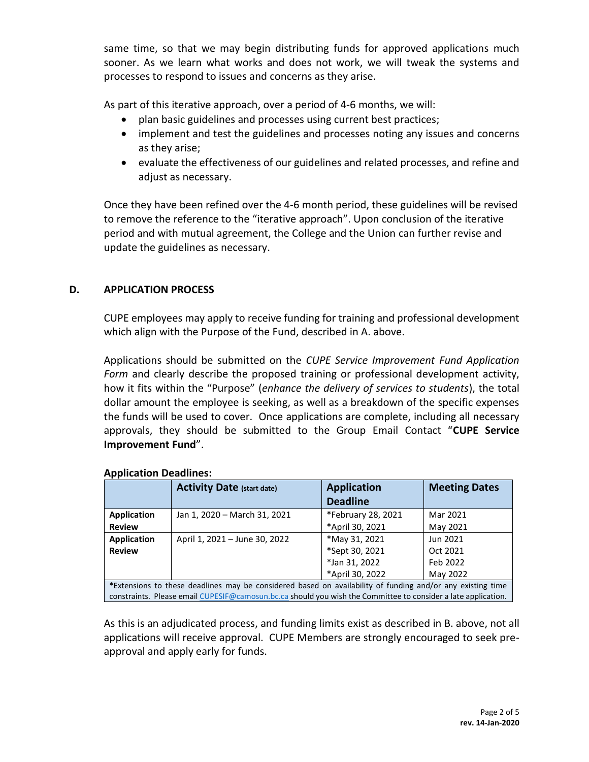same time, so that we may begin distributing funds for approved applications much sooner. As we learn what works and does not work, we will tweak the systems and processes to respond to issues and concerns as they arise.

As part of this iterative approach, over a period of 4-6 months, we will:

- plan basic guidelines and processes using current best practices;
- implement and test the guidelines and processes noting any issues and concerns as they arise;
- evaluate the effectiveness of our guidelines and related processes, and refine and adjust as necessary.

Once they have been refined over the 4-6 month period, these guidelines will be revised to remove the reference to the "iterative approach". Upon conclusion of the iterative period and with mutual agreement, the College and the Union can further revise and update the guidelines as necessary.

## D. APPLICATION PROCESS

CUPE employees may apply to receive funding for training and professional development which align with the Purpose of the Fund, described in A. above.

Applications should be submitted on the *CUPE Service Improvement Fund Application Form* and clearly describe the proposed training or professional development activity, how it fits within the "Purpose" (*enhance the delivery of services to students*), the total dollar amount the employee is seeking, as well as a breakdown of the specific expenses the funds will be used to cover. Once applications are complete, including all necessary approvals, they should be submitted to the Group Email Contact "**CUPE Service Improvement Fund**".

**Application Deadlines:**

| | **Activity Date** (start date) | **Application Deadline** | **Meeting Dates** |
|---|---|---|---|
| **Application Review** | Jan 1, 2020 – March 31, 2021 | *February 28, 2021<br>*April 30, 2021 | Mar 2021<br>May 2021 |
| **Application Review** | April 1, 2021 – June 30, 2022 | *May 31, 2021<br>*Sept 30, 2021<br>*Jan 31, 2022<br>*April 30, 2022 | Jun 2021<br>Oct 2021<br>Feb 2022<br>May 2022 |
| *Extensions to these deadlines may be considered based on availability of funding and/or any existing time constraints. Please email CUPESIF@camosun.bc.ca should you wish the Committee to consider a late application. | | | |

As this is an adjudicated process, and funding limits exist as described in B. above, not all applications will receive approval. CUPE Members are strongly encouraged to seek pre-approval and apply early for funds.

rev. 14-Jan-2020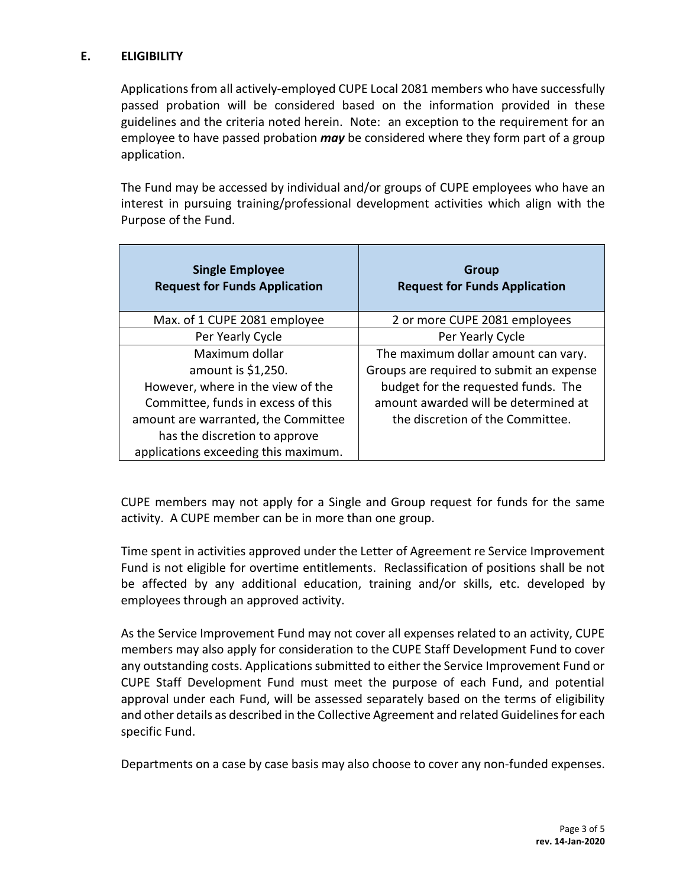## E. ELIGIBILITY

Applications from all actively-employed CUPE Local 2081 members who have successfully passed probation will be considered based on the information provided in these guidelines and the criteria noted herein. Note: an exception to the requirement for an employee to have passed probation ***may*** be considered where they form part of a group application.

The Fund may be accessed by individual and/or groups of CUPE employees who have an interest in pursuing training/professional development activities which align with the Purpose of the Fund.

| **Single Employee Request for Funds Application** | **Group Request for Funds Application** |
|---|---|
| Max. of 1 CUPE 2081 employee | 2 or more CUPE 2081 employees |
| Per Yearly Cycle | Per Yearly Cycle |
| Maximum dollar amount is $1,250. However, where in the view of the Committee, funds in excess of this amount are warranted, the Committee has the discretion to approve applications exceeding this maximum. | The maximum dollar amount can vary. Groups are required to submit an expense budget for the requested funds. The amount awarded will be determined at the discretion of the Committee. |

CUPE members may not apply for a Single and Group request for funds for the same activity. A CUPE member can be in more than one group.

Time spent in activities approved under the Letter of Agreement re Service Improvement Fund is not eligible for overtime entitlements. Reclassification of positions shall be not be affected by any additional education, training and/or skills, etc. developed by employees through an approved activity.

As the Service Improvement Fund may not cover all expenses related to an activity, CUPE members may also apply for consideration to the CUPE Staff Development Fund to cover any outstanding costs. Applications submitted to either the Service Improvement Fund or CUPE Staff Development Fund must meet the purpose of each Fund, and potential approval under each Fund, will be assessed separately based on the terms of eligibility and other details as described in the Collective Agreement and related Guidelines for each specific Fund.

Departments on a case by case basis may also choose to cover any non-funded expenses.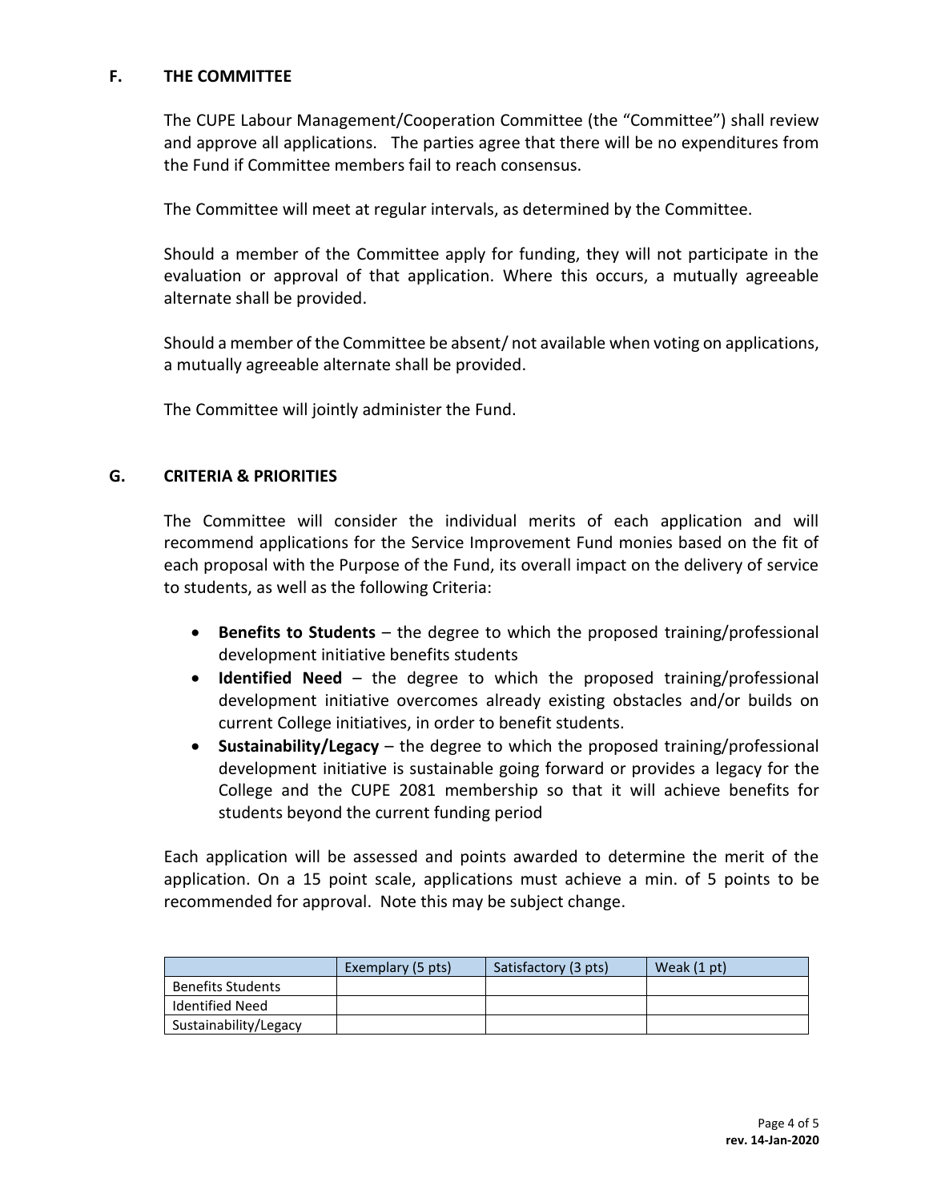## F. THE COMMITTEE

The CUPE Labour Management/Cooperation Committee (the "Committee") shall review and approve all applications. The parties agree that there will be no expenditures from the Fund if Committee members fail to reach consensus.

The Committee will meet at regular intervals, as determined by the Committee.

Should a member of the Committee apply for funding, they will not participate in the evaluation or approval of that application. Where this occurs, a mutually agreeable alternate shall be provided.

Should a member of the Committee be absent/ not available when voting on applications, a mutually agreeable alternate shall be provided.

The Committee will jointly administer the Fund.

## G. CRITERIA & PRIORITIES

The Committee will consider the individual merits of each application and will recommend applications for the Service Improvement Fund monies based on the fit of each proposal with the Purpose of the Fund, its overall impact on the delivery of service to students, as well as the following Criteria:

- **Benefits to Students** – the degree to which the proposed training/professional development initiative benefits students
- **Identified Need** – the degree to which the proposed training/professional development initiative overcomes already existing obstacles and/or builds on current College initiatives, in order to benefit students.
- **Sustainability/Legacy** – the degree to which the proposed training/professional development initiative is sustainable going forward or provides a legacy for the College and the CUPE 2081 membership so that it will achieve benefits for students beyond the current funding period

Each application will be assessed and points awarded to determine the merit of the application. On a 15 point scale, applications must achieve a min. of 5 points to be recommended for approval. Note this may be subject change.

| | Exemplary (5 pts) | Satisfactory (3 pts) | Weak (1 pt) |
|---|---|---|---|
| Benefits Students | | | |
| Identified Need | | | |
| Sustainability/Legacy | | | |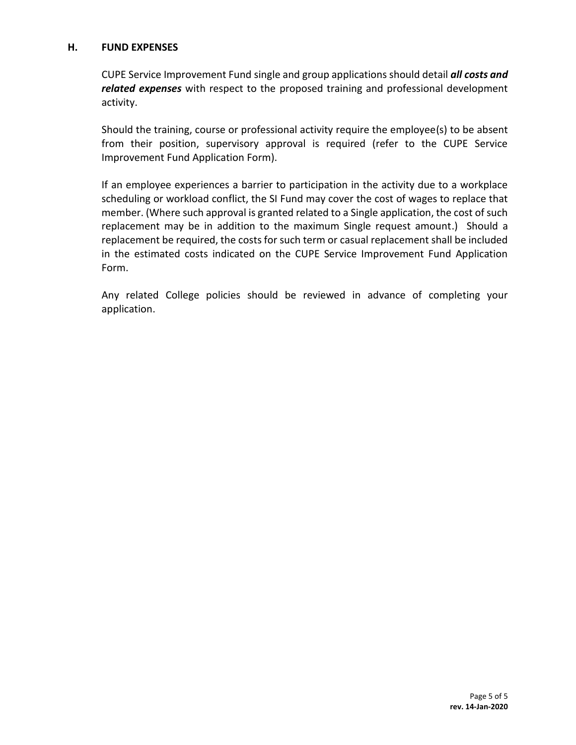## H. FUND EXPENSES

CUPE Service Improvement Fund single and group applications should detail ***all costs and related expenses*** with respect to the proposed training and professional development activity.

Should the training, course or professional activity require the employee(s) to be absent from their position, supervisory approval is required (refer to the CUPE Service Improvement Fund Application Form).

If an employee experiences a barrier to participation in the activity due to a workplace scheduling or workload conflict, the SI Fund may cover the cost of wages to replace that member. (Where such approval is granted related to a Single application, the cost of such replacement may be in addition to the maximum Single request amount.) Should a replacement be required, the costs for such term or casual replacement shall be included in the estimated costs indicated on the CUPE Service Improvement Fund Application Form.

Any related College policies should be reviewed in advance of completing your application.

**rev. 14-Jan-2020**